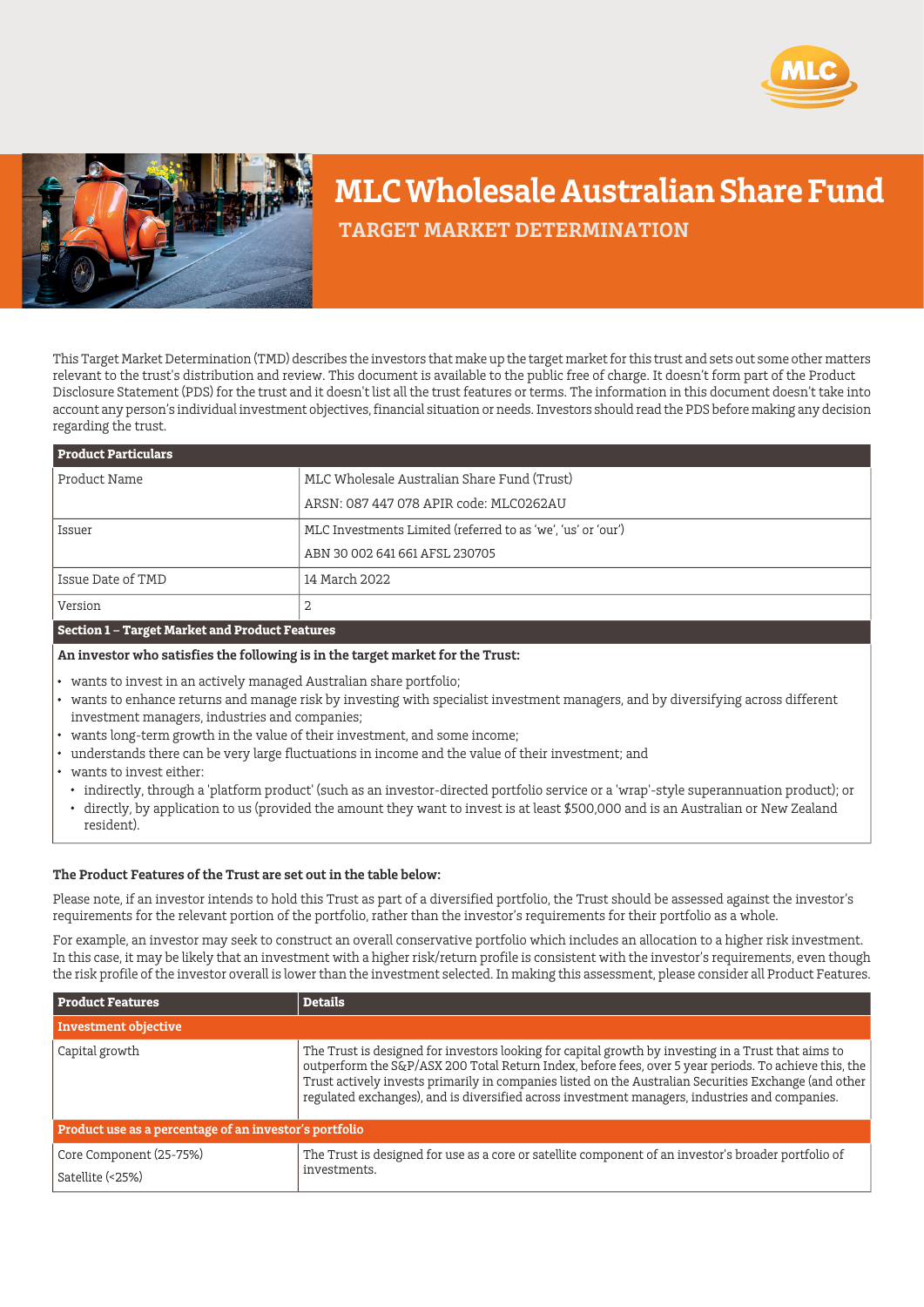# MLC Wholesale Australian Share Fund

## TARGET MARKET DETERMINATION

This Target Market Determination (TMD) describes the investors that make up the target market for this trust and sets out some other matters relevant to the trust's distribution and review. This document is available to the public free of charge. It doesn't form part of the Product Disclosure Statement (PDS) for the trust and it doesn't list all the trust features or terms. The information in this document doesn't take into account any person's individual investment objectives, financial situation or needs. Investors should read the PDS before making any decision regarding the trust.

| Product Particulars | |
|---|---|
| Product Name | MLC Wholesale Australian Share Fund (Trust) |
| | ARSN: 087 447 078 APIR code: MLC0262AU |
| Issuer | MLC Investments Limited (referred to as 'we', 'us' or 'our') |
| | ABN 30 002 641 661 AFSL 230705 |
| Issue Date of TMD | 14 March 2022 |
| Version | 2 |

### Section 1 – Target Market and Product Features

**An investor who satisfies the following is in the target market for the Trust:**

- wants to invest in an actively managed Australian share portfolio;
- wants to enhance returns and manage risk by investing with specialist investment managers, and by diversifying across different investment managers, industries and companies;
- wants long-term growth in the value of their investment, and some income;
- understands there can be very large fluctuations in income and the value of their investment; and
- wants to invest either:
  - indirectly, through a 'platform product' (such as an investor-directed portfolio service or a 'wrap'-style superannuation product); or
  - directly, by application to us (provided the amount they want to invest is at least $500,000 and is an Australian or New Zealand resident).

**The Product Features of the Trust are set out in the table below:**

Please note, if an investor intends to hold this Trust as part of a diversified portfolio, the Trust should be assessed against the investor's requirements for the relevant portion of the portfolio, rather than the investor's requirements for their portfolio as a whole.

For example, an investor may seek to construct an overall conservative portfolio which includes an allocation to a higher risk investment. In this case, it may be likely that an investment with a higher risk/return profile is consistent with the investor's requirements, even though the risk profile of the investor overall is lower than the investment selected. In making this assessment, please consider all Product Features.

| Product Features | Details |
|---|---|
| **Investment objective** | |
| Capital growth | The Trust is designed for investors looking for capital growth by investing in a Trust that aims to outperform the S&P/ASX 200 Total Return Index, before fees, over 5 year periods. To achieve this, the Trust actively invests primarily in companies listed on the Australian Securities Exchange (and other regulated exchanges), and is diversified across investment managers, industries and companies. |
| **Product use as a percentage of an investor's portfolio** | |
| Core Component (25-75%) | The Trust is designed for use as a core or satellite component of an investor's broader portfolio of investments. |
| Satellite (<25%) | |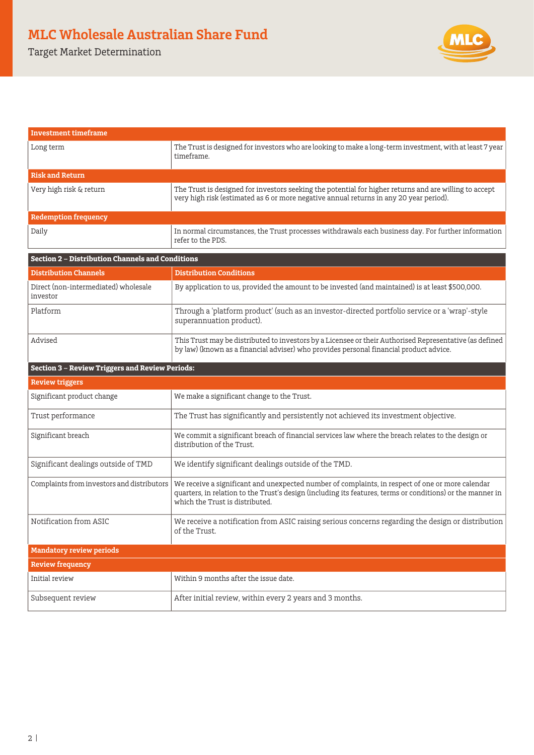| Investment timeframe | |
|---|---|
| Long term | The Trust is designed for investors who are looking to make a long-term investment, with at least 7 year timeframe. |
| **Risk and Return** | |
| Very high risk & return | The Trust is designed for investors seeking the potential for higher returns and are willing to accept very high risk (estimated as 6 or more negative annual returns in any 20 year period). |
| **Redemption frequency** | |
| Daily | In normal circumstances, the Trust processes withdrawals each business day. For further information refer to the PDS. |

## Section 2 – Distribution Channels and Conditions

| Distribution Channels | Distribution Conditions |
|---|---|
| Direct (non-intermediated) wholesale investor | By application to us, provided the amount to be invested (and maintained) is at least $500,000. |
| Platform | Through a 'platform product' (such as an investor-directed portfolio service or a 'wrap'-style superannuation product). |
| Advised | This Trust may be distributed to investors by a Licensee or their Authorised Representative (as defined by law) (known as a financial adviser) who provides personal financial product advice. |

## Section 3 – Review Triggers and Review Periods:

| Review triggers | |
|---|---|
| Significant product change | We make a significant change to the Trust. |
| Trust performance | The Trust has significantly and persistently not achieved its investment objective. |
| Significant breach | We commit a significant breach of financial services law where the breach relates to the design or distribution of the Trust. |
| Significant dealings outside of TMD | We identify significant dealings outside of the TMD. |
| Complaints from investors and distributors | We receive a significant and unexpected number of complaints, in respect of one or more calendar quarters, in relation to the Trust's design (including its features, terms or conditions) or the manner in which the Trust is distributed. |
| Notification from ASIC | We receive a notification from ASIC raising serious concerns regarding the design or distribution of the Trust. |

| Mandatory review periods | |
|---|---|
| **Review frequency** | |
| Initial review | Within 9 months after the issue date. |
| Subsequent review | After initial review, within every 2 years and 3 months. |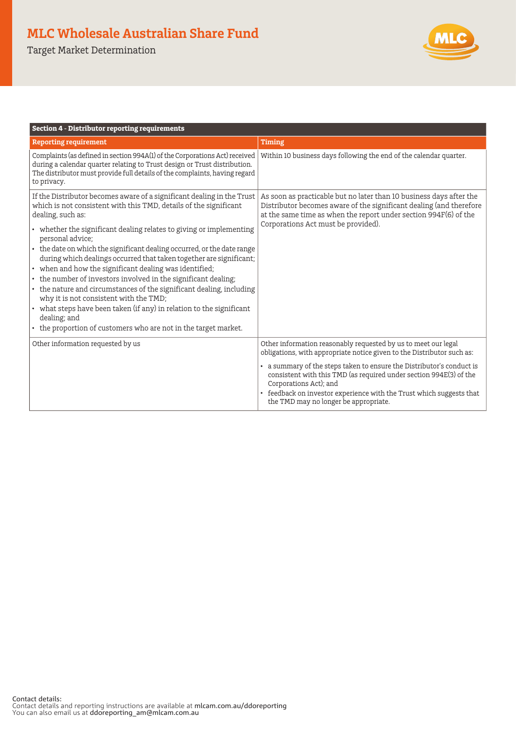# MLC Wholesale Australian Share Fund

Target Market Determination

| Section 4 - Distributor reporting requirements | |
|---|---|
| **Reporting requirement** | **Timing** |
| Complaints (as defined in section 994A(1) of the Corporations Act) received during a calendar quarter relating to Trust design or Trust distribution. The distributor must provide full details of the complaints, having regard to privacy. | Within 10 business days following the end of the calendar quarter. |
| If the Distributor becomes aware of a significant dealing in the Trust which is not consistent with this TMD, details of the significant dealing, such as:<br>• whether the significant dealing relates to giving or implementing personal advice;<br>• the date on which the significant dealing occurred, or the date range during which dealings occurred that taken together are significant;<br>• when and how the significant dealing was identified;<br>• the number of investors involved in the significant dealing;<br>• the nature and circumstances of the significant dealing, including why it is not consistent with the TMD;<br>• what steps have been taken (if any) in relation to the significant dealing; and<br>• the proportion of customers who are not in the target market. | As soon as practicable but no later than 10 business days after the Distributor becomes aware of the significant dealing (and therefore at the same time as when the report under section 994F(6) of the Corporations Act must be provided). |
| Other information requested by us | Other information reasonably requested by us to meet our legal obligations, with appropriate notice given to the Distributor such as:<br>• a summary of the steps taken to ensure the Distributor's conduct is consistent with this TMD (as required under section 994E(3) of the Corporations Act); and<br>• feedback on investor experience with the Trust which suggests that the TMD may no longer be appropriate. |

Contact details:
Contact details and reporting instructions are available at mlcam.com.au/ddoreporting
You can also email us at ddoreporting_am@mlcam.com.au